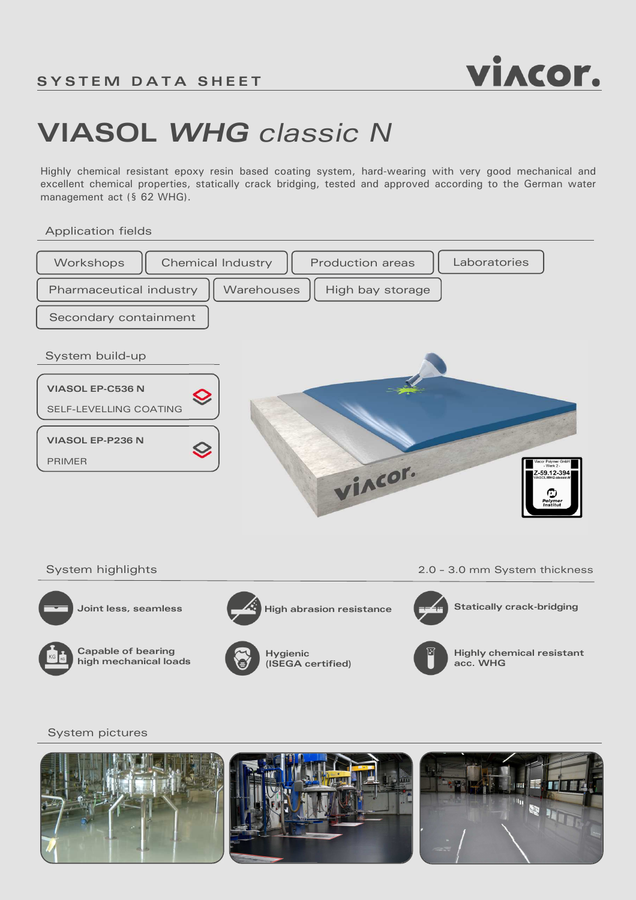SYSTEM DATA SHEET

# VIASOL *WHG classic N*

Highly chemical resistant epoxy resin based coating system, hard-wearing with very good mechanical and excellent chemical properties, statically crack bridging, tested and approved according to the German water management act (§ 62 WHG).

## Application fields

- Workshops
- Chemical Industry
- Production areas
- Laboratories
- Pharmaceutical industry
- Warehouses
- High bay storage
- Secondary containment

## System build-up

**VIASOL EP-C536 N**
SELF-LEVELLING COATING

**VIASOL EP-P236 N**
PRIMER

## System highlights

2.0 - 3.0 mm System thickness

- **Joint less, seamless**
- **High abrasion resistance**
- **Statically crack-bridging**
- **Capable of bearing high mechanical loads**
- **Hygienic (ISEGA certified)**
- **Highly chemical resistant acc. WHG**

## System pictures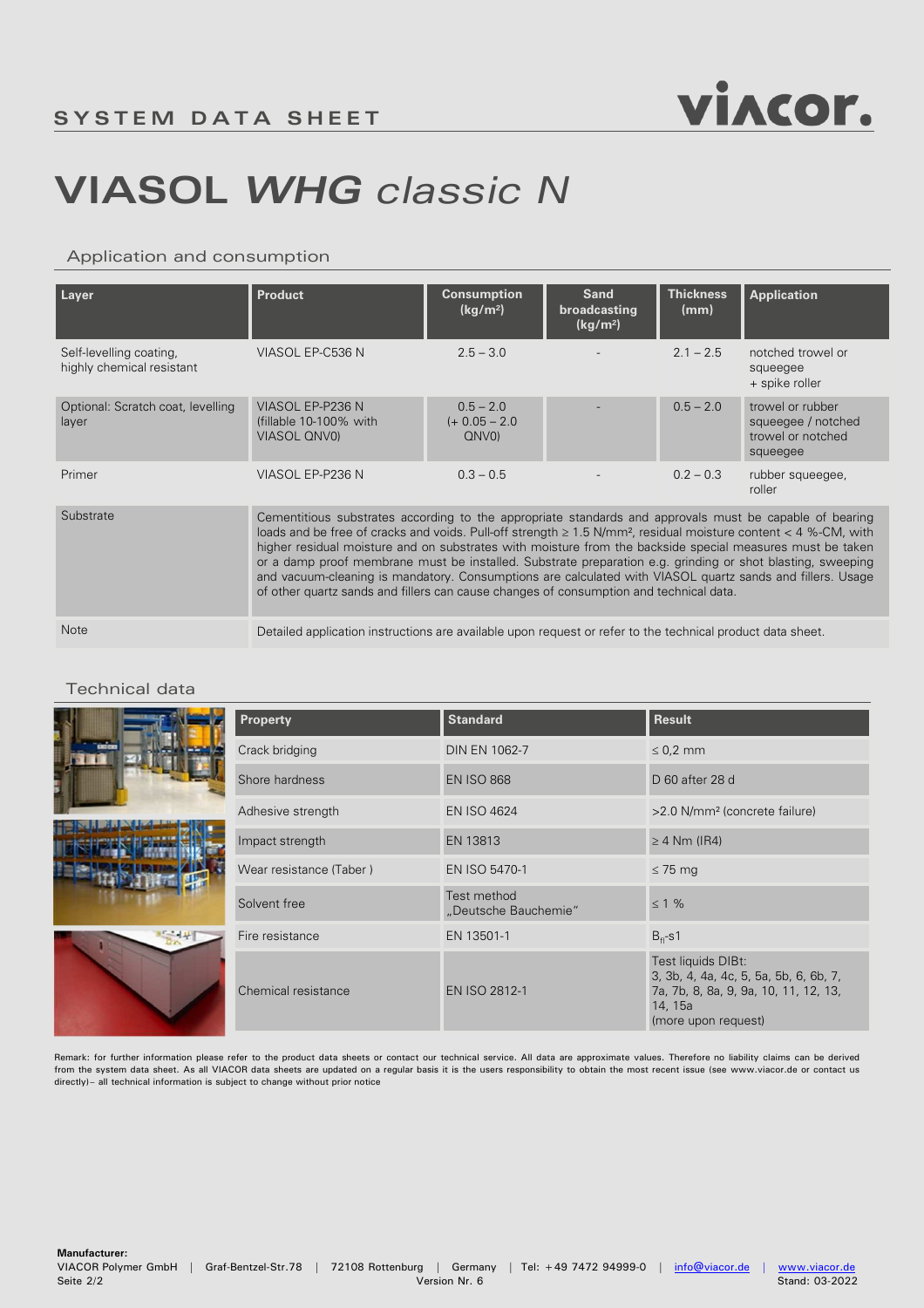SYSTEM DATA SHEET

# VIASOL *WHG classic N*

## Application and consumption

| Layer | Product | Consumption (kg/m²) | Sand broadcasting (kg/m²) | Thickness (mm) | Application |
|---|---|---|---|---|---|
| Self-levelling coating, highly chemical resistant | VIASOL EP-C536 N | 2.5 – 3.0 | - | 2.1 – 2.5 | notched trowel or squeegee + spike roller |
| Optional: Scratch coat, levelling layer | VIASOL EP-P236 N (fillable 10-100% with VIASOL QNV0) | 0.5 – 2.0 (+ 0.05 – 2.0 QNV0) | - | 0.5 – 2.0 | trowel or rubber squeegee / notched trowel or notched squeegee |
| Primer | VIASOL EP-P236 N | 0.3 – 0.5 | - | 0.2 – 0.3 | rubber squeegee, roller |
| Substrate | Cementitious substrates according to the appropriate standards and approvals must be capable of bearing loads and be free of cracks and voids. Pull-off strength ≥ 1.5 N/mm², residual moisture content < 4 %-CM, with higher residual moisture and on substrates with moisture from the backside special measures must be taken or a damp proof membrane must be installed. Substrate preparation e.g. grinding or shot blasting, sweeping and vacuum-cleaning is mandatory. Consumptions are calculated with VIASOL quartz sands and fillers. Usage of other quartz sands and fillers can cause changes of consumption and technical data. | | | | |
| Note | Detailed application instructions are available upon request or refer to the technical product data sheet. | | | | |

## Technical data

| Property | Standard | Result |
|---|---|---|
| Crack bridging | DIN EN 1062-7 | ≤ 0,2 mm |
| Shore hardness | EN ISO 868 | D 60 after 28 d |
| Adhesive strength | EN ISO 4624 | >2.0 N/mm² (concrete failure) |
| Impact strength | EN 13813 | ≥ 4 Nm (IR4) |
| Wear resistance (Taber ) | EN ISO 5470-1 | ≤ 75 mg |
| Solvent free | Test method „Deutsche Bauchemie“ | ≤ 1 % |
| Fire resistance | EN 13501-1 | $B_{fl}$-s1 |
| Chemical resistance | EN ISO 2812-1 | Test liquids DIBt: 3, 3b, 4, 4a, 4c, 5, 5a, 5b, 6, 6b, 7, 7a, 7b, 8, 8a, 9, 9a, 10, 11, 12, 13, 14, 15a (more upon request) |

Remark: for further information please refer to the product data sheets or contact our technical service. All data are approximate values. Therefore no liability claims can be derived from the system data sheet. As all VIACOR data sheets are updated on a regular basis it is the users responsibility to obtain the most recent issue (see www.viacor.de or contact us directly)– all technical information is subject to change without prior notice

**Manufacturer:**
VIACOR Polymer GmbH | Graf-Bentzel-Str.78 | 72108 Rottenburg | Germany | Tel: +49 7472 94999-0 | info@viacor.de | www.viacor.de
Version Nr. 6 | Stand: 03-2022